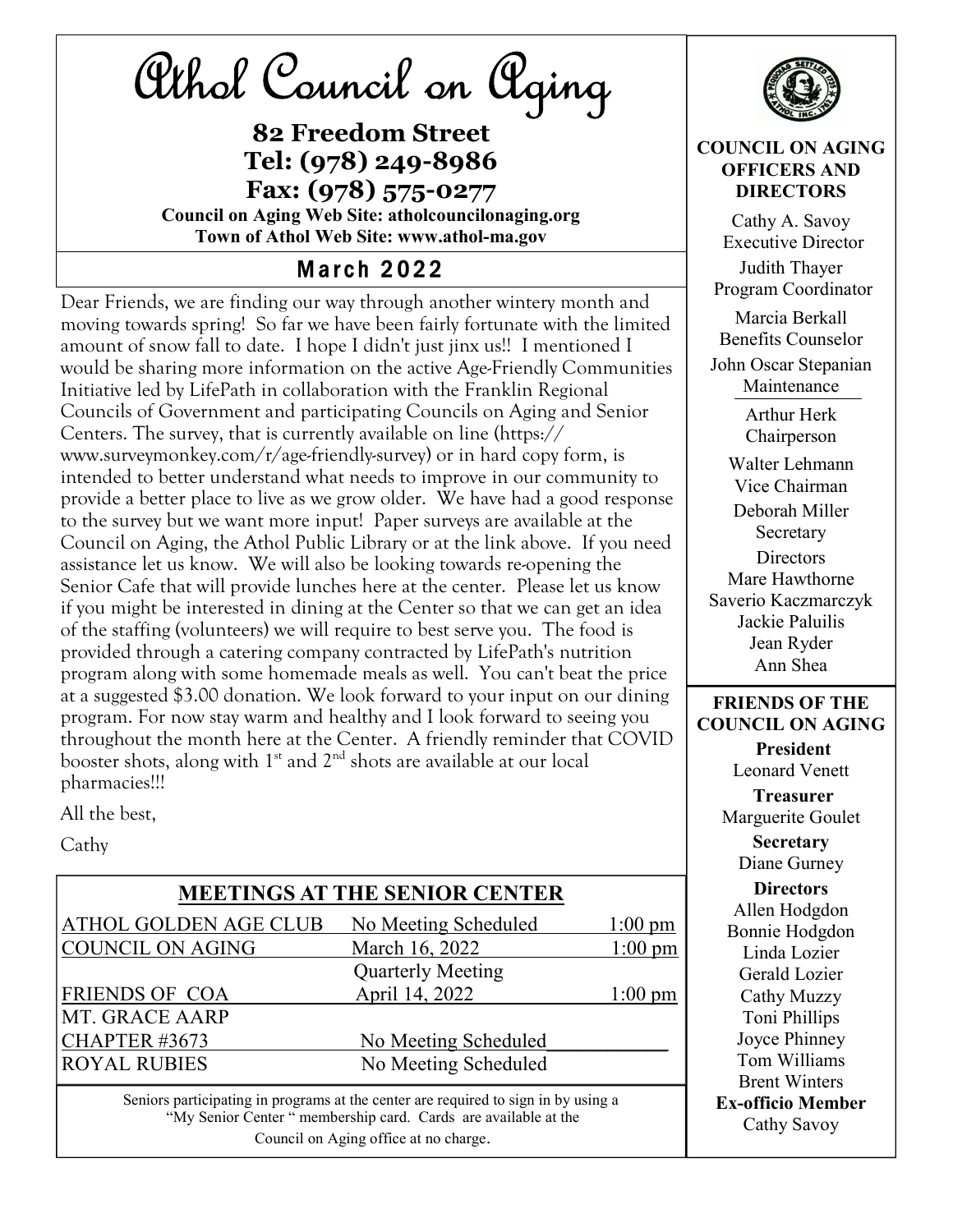# Athol Council on Aging

**82 Freedom Street**
**Tel: (978) 249-8986**
**Fax: (978) 575-0277**

**Council on Aging Web Site: atholcouncilonaging.org**
**Town of Athol Web Site: www.athol-ma.gov**

## March 2022

Dear Friends, we are finding our way through another wintery month and moving towards spring! So far we have been fairly fortunate with the limited amount of snow fall to date. I hope I didn't just jinx us!! I mentioned I would be sharing more information on the active Age-Friendly Communities Initiative led by LifePath in collaboration with the Franklin Regional Councils of Government and participating Councils on Aging and Senior Centers. The survey, that is currently available on line (https://www.surveymonkey.com/r/age-friendly-survey) or in hard copy form, is intended to better understand what needs to improve in our community to provide a better place to live as we grow older. We have had a good response to the survey but we want more input! Paper surveys are available at the Council on Aging, the Athol Public Library or at the link above. If you need assistance let us know. We will also be looking towards re-opening the Senior Cafe that will provide lunches here at the center. Please let us know if you might be interested in dining at the Center so that we can get an idea of the staffing (volunteers) we will require to best serve you. The food is provided through a catering company contracted by LifePath's nutrition program along with some homemade meals as well. You can't beat the price at a suggested $3.00 donation. We look forward to your input on our dining program. For now stay warm and healthy and I look forward to seeing you throughout the month here at the Center. A friendly reminder that COVID booster shots, along with 1st and 2nd shots are available at our local pharmacies!!!

All the best,

Cathy

## MEETINGS AT THE SENIOR CENTER

| | | |
|---|---|---|
| ATHOL GOLDEN AGE CLUB | No Meeting Scheduled | 1:00 pm |
| COUNCIL ON AGING | March 16, 2022 | 1:00 pm |
| | Quarterly Meeting | |
| FRIENDS OF COA | April 14, 2022 | 1:00 pm |
| MT. GRACE AARP CHAPTER #3673 | No Meeting Scheduled | |
| ROYAL RUBIES | No Meeting Scheduled | |

Seniors participating in programs at the center are required to sign in by using a "My Senior Center " membership card. Cards are available at the Council on Aging office at no charge.

**COUNCIL ON AGING OFFICERS AND DIRECTORS**

Cathy A. Savoy
Executive Director

Judith Thayer
Program Coordinator

Marcia Berkall
Benefits Counselor

John Oscar Stepanian
Maintenance

Arthur Herk
Chairperson

Walter Lehmann
Vice Chairman

Deborah Miller
Secretary

Directors
Mare Hawthorne
Saverio Kaczmarczyk
Jackie Paluilis
Jean Ryder
Ann Shea

**FRIENDS OF THE COUNCIL ON AGING**

**President**
Leonard Venett

**Treasurer**
Marguerite Goulet

**Secretary**
Diane Gurney

**Directors**
Allen Hodgdon
Bonnie Hodgdon
Linda Lozier
Gerald Lozier
Cathy Muzzy
Toni Phillips
Joyce Phinney
Tom Williams
Brent Winters

**Ex-officio Member**
Cathy Savoy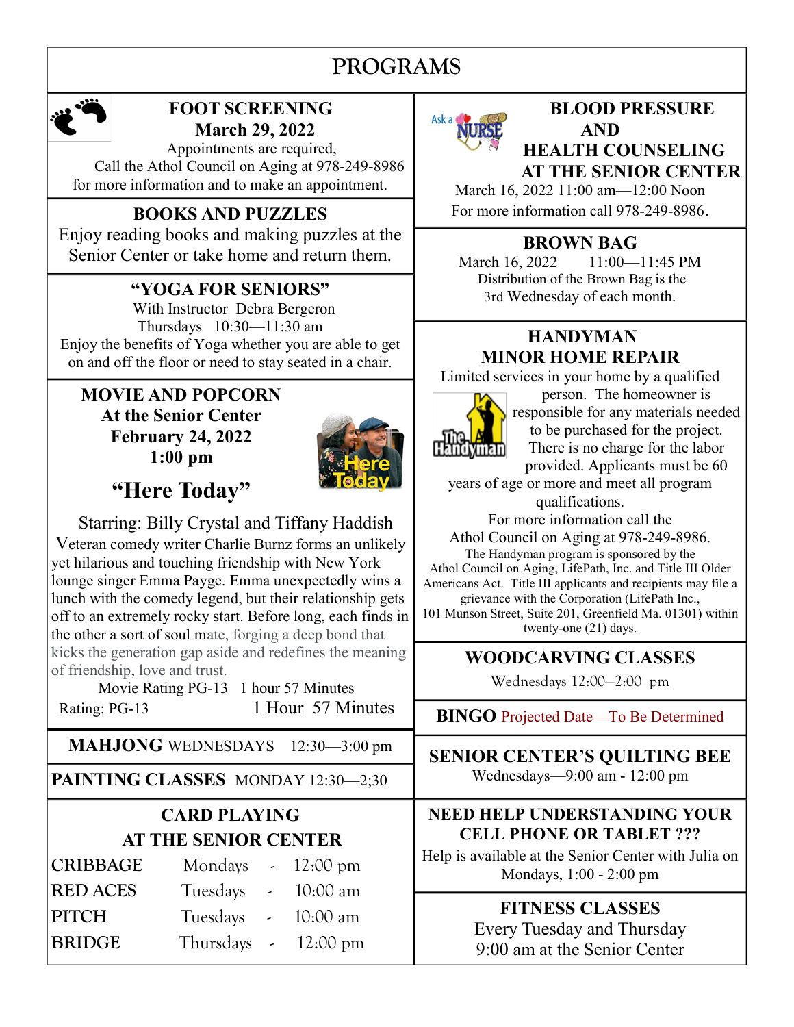# PROGRAMS

## FOOT SCREENING
**March 29, 2022**

Appointments are required,
Call the Athol Council on Aging at 978-249-8986 for more information and to make an appointment.

## BOOKS AND PUZZLES

Enjoy reading books and making puzzles at the Senior Center or take home and return them.

## "YOGA FOR SENIORS"

With Instructor Debra Bergeron
Thursdays 10:30—11:30 am
Enjoy the benefits of Yoga whether you are able to get on and off the floor or need to stay seated in a chair.

## MOVIE AND POPCORN
**At the Senior Center**
**February 24, 2022**
**1:00 pm**

### "Here Today"

Starring: Billy Crystal and Tiffany Haddish

Veteran comedy writer Charlie Burnz forms an unlikely yet hilarious and touching friendship with New York lounge singer Emma Payge. Emma unexpectedly wins a lunch with the comedy legend, but their relationship gets off to an extremely rocky start. Before long, each finds in the other a sort of soul mate, forging a deep bond that kicks the generation gap aside and redefines the meaning of friendship, love and trust.

Movie Rating PG-13 1 hour 57 Minutes
Rating: PG-13 1 Hour 57 Minutes

**MAHJONG** WEDNESDAYS 12:30—3:00 pm

**PAINTING CLASSES** MONDAY 12:30—2;30

## CARD PLAYING AT THE SENIOR CENTER

| | | |
|---|---|---|
| CRIBBAGE | Mondays - | 12:00 pm |
| RED ACES | Tuesdays - | 10:00 am |
| PITCH | Tuesdays - | 10:00 am |
| BRIDGE | Thursdays - | 12:00 pm |

## BLOOD PRESSURE AND HEALTH COUNSELING AT THE SENIOR CENTER

March 16, 2022 11:00 am—12:00 Noon
For more information call 978-249-8986.

## BROWN BAG

March 16, 2022 11:00—11:45 PM
Distribution of the Brown Bag is the 3rd Wednesday of each month.

## HANDYMAN MINOR HOME REPAIR

Limited services in your home by a qualified person. The homeowner is responsible for any materials needed to be purchased for the project. There is no charge for the labor provided. Applicants must be 60 years of age or more and meet all program qualifications.
For more information call the Athol Council on Aging at 978-249-8986.
The Handyman program is sponsored by the Athol Council on Aging, LifePath, Inc. and Title III Older Americans Act. Title III applicants and recipients may file a grievance with the Corporation (LifePath Inc., 101 Munson Street, Suite 201, Greenfield Ma. 01301) within twenty-one (21) days.

## WOODCARVING CLASSES

Wednesdays 12:00–2:00 pm

**BINGO** Projected Date—To Be Determined

## SENIOR CENTER'S QUILTING BEE

Wednesdays—9:00 am - 12:00 pm

## NEED HELP UNDERSTANDING YOUR CELL PHONE OR TABLET ???

Help is available at the Senior Center with Julia on Mondays, 1:00 - 2:00 pm

## FITNESS CLASSES

Every Tuesday and Thursday
9:00 am at the Senior Center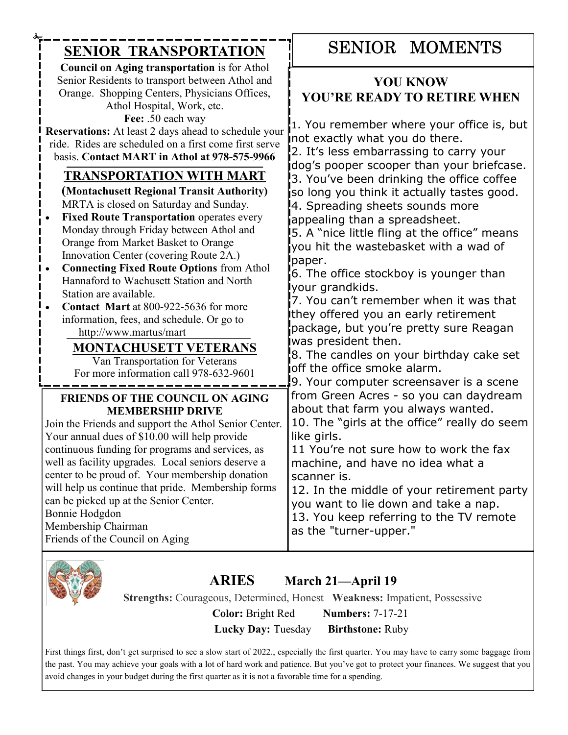## SENIOR TRANSPORTATION

**Council on Aging transportation** is for Athol Senior Residents to transport between Athol and Orange. Shopping Centers, Physicians Offices, Athol Hospital, Work, etc.

**Fee:** .50 each way

**Reservations:** At least 2 days ahead to schedule your ride. Rides are scheduled on a first come first serve basis. **Contact MART in Athol at 978-575-9966**

## TRANSPORTATION WITH MART

**(Montachusett Regional Transit Authority)**

MRTA is closed on Saturday and Sunday.

- **Fixed Route Transportation** operates every Monday through Friday between Athol and Orange from Market Basket to Orange Innovation Center (covering Route 2A.)
- **Connecting Fixed Route Options** from Athol Hannaford to Wachusett Station and North Station are available.
- **Contact Mart** at 800-922-5636 for more information, fees, and schedule. Or go to http://www.martus/mart

## MONTACHUSETT VETERANS

Van Transportation for Veterans
For more information call 978-632-9601

### FRIENDS OF THE COUNCIL ON AGING MEMBERSHIP DRIVE

Join the Friends and support the Athol Senior Center. Your annual dues of $10.00 will help provide continuous funding for programs and services, as well as facility upgrades. Local seniors deserve a center to be proud of. Your membership donation will help us continue that pride. Membership forms can be picked up at the Senior Center.

Bonnie Hodgdon
Membership Chairman
Friends of the Council on Aging

# SENIOR MOMENTS

### YOU KNOW YOU'RE READY TO RETIRE WHEN

1. You remember where your office is, but not exactly what you do there.
2. It's less embarrassing to carry your dog's pooper scooper than your briefcase.
3. You've been drinking the office coffee so long you think it actually tastes good.
4. Spreading sheets sounds more appealing than a spreadsheet.
5. A "nice little fling at the office" means you hit the wastebasket with a wad of paper.
6. The office stockboy is younger than your grandkids.
7. You can't remember when it was that they offered you an early retirement package, but you're pretty sure Reagan was president then.
8. The candles on your birthday cake set off the office smoke alarm.
9. Your computer screensaver is a scene from Green Acres - so you can daydream about that farm you always wanted.
10. The "girls at the office" really do seem like girls.
11 You're not sure how to work the fax machine, and have no idea what a scanner is.
12. In the middle of your retirement party you want to lie down and take a nap.
13. You keep referring to the TV remote as the "turner-upper."

## ARIES March 21—April 19

**Strengths:** Courageous, Determined, Honest **Weakness:** Impatient, Possessive

**Color:** Bright Red **Numbers:** 7-17-21

**Lucky Day:** Tuesday **Birthstone:** Ruby

First things first, don't get surprised to see a slow start of 2022., especially the first quarter. You may have to carry some baggage from the past. You may achieve your goals with a lot of hard work and patience. But you've got to protect your finances. We suggest that you avoid changes in your budget during the first quarter as it is not a favorable time for a spending.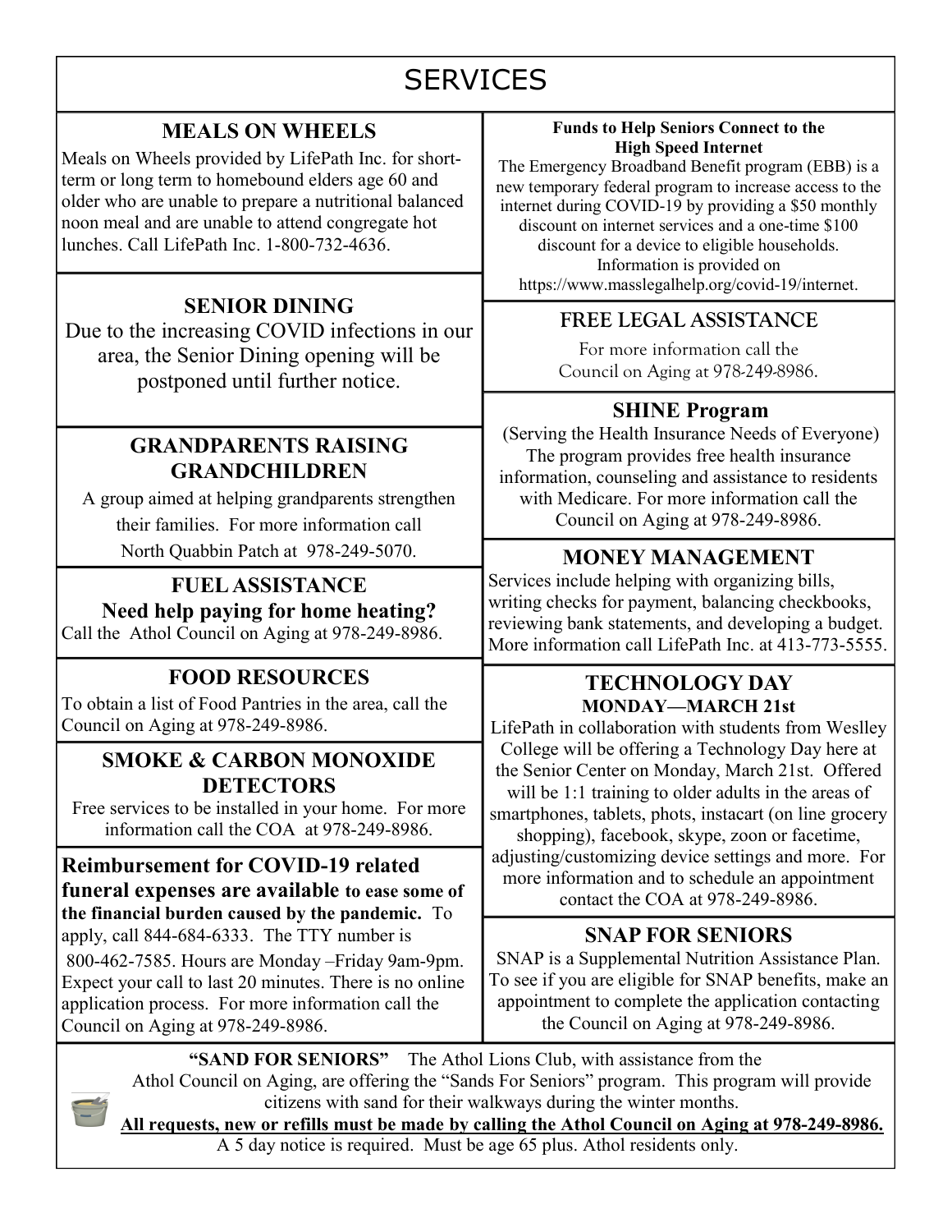# SERVICES

## MEALS ON WHEELS

Meals on Wheels provided by LifePath Inc. for short-term or long term to homebound elders age 60 and older who are unable to prepare a nutritional balanced noon meal and are unable to attend congregate hot lunches. Call LifePath Inc. 1-800-732-4636.

## SENIOR DINING

Due to the increasing COVID infections in our area, the Senior Dining opening will be postponed until further notice.

## GRANDPARENTS RAISING GRANDCHILDREN

A group aimed at helping grandparents strengthen their families. For more information call North Quabbin Patch at 978-249-5070.

## FUEL ASSISTANCE

**Need help paying for home heating?**

Call the Athol Council on Aging at 978-249-8986.

## FOOD RESOURCES

To obtain a list of Food Pantries in the area, call the Council on Aging at 978-249-8986.

## SMOKE & CARBON MONOXIDE DETECTORS

Free services to be installed in your home. For more information call the COA at 978-249-8986.

**Reimbursement for COVID-19 related funeral expenses are available to ease some of the financial burden caused by the pandemic.** To apply, call 844-684-6333. The TTY number is 800-462-7585. Hours are Monday –Friday 9am-9pm. Expect your call to last 20 minutes. There is no online application process. For more information call the Council on Aging at 978-249-8986.

### Funds to Help Seniors Connect to the High Speed Internet

The Emergency Broadband Benefit program (EBB) is a new temporary federal program to increase access to the internet during COVID-19 by providing a $50 monthly discount on internet services and a one-time $100 discount for a device to eligible households. Information is provided on https://www.masslegalhelp.org/covid-19/internet.

## FREE LEGAL ASSISTANCE

For more information call the Council on Aging at 978-249-8986.

## SHINE Program

(Serving the Health Insurance Needs of Everyone) The program provides free health insurance information, counseling and assistance to residents with Medicare. For more information call the Council on Aging at 978-249-8986.

## MONEY MANAGEMENT

Services include helping with organizing bills, writing checks for payment, balancing checkbooks, reviewing bank statements, and developing a budget. More information call LifePath Inc. at 413-773-5555.

## TECHNOLOGY DAY

**MONDAY—MARCH 21st**

LifePath in collaboration with students from Weslley College will be offering a Technology Day here at the Senior Center on Monday, March 21st. Offered will be 1:1 training to older adults in the areas of smartphones, tablets, phots, instacart (on line grocery shopping), facebook, skype, zoon or facetime, adjusting/customizing device settings and more. For more information and to schedule an appointment contact the COA at 978-249-8986.

## SNAP FOR SENIORS

SNAP is a Supplemental Nutrition Assistance Plan. To see if you are eligible for SNAP benefits, make an appointment to complete the application contacting the Council on Aging at 978-249-8986.

**"SAND FOR SENIORS"** The Athol Lions Club, with assistance from the Athol Council on Aging, are offering the "Sands For Seniors" program. This program will provide citizens with sand for their walkways during the winter months.

**All requests, new or refills must be made by calling the Athol Council on Aging at 978-249-8986.**

A 5 day notice is required. Must be age 65 plus. Athol residents only.